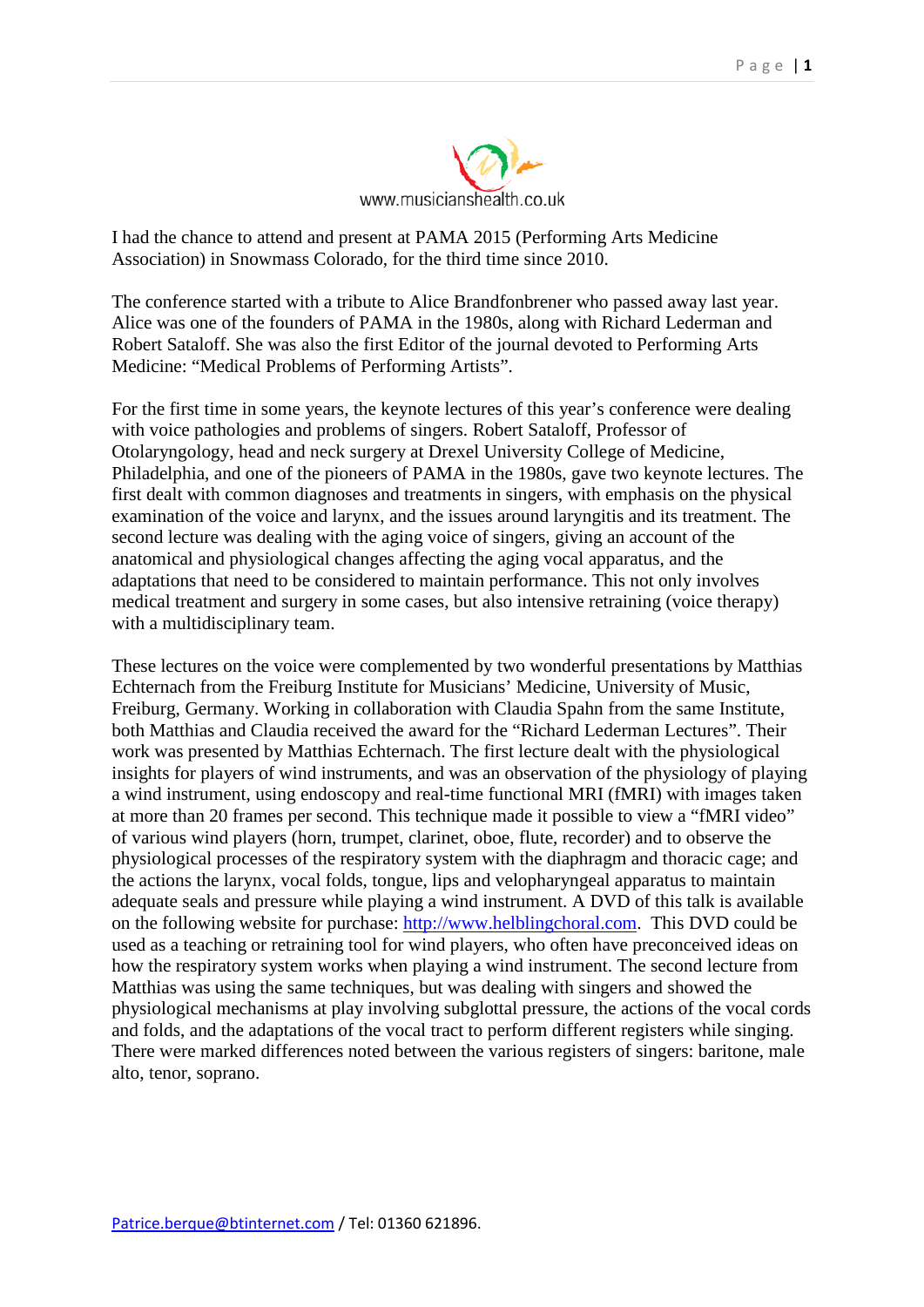www.musicianshealth.co.uk

I had the chance to attend and present at PAMA 2015 (Performing Arts Medicine Association) in Snowmass Colorado, for the third time since 2010.

The conference started with a tribute to Alice Brandfonbrener who passed away last year. Alice was one of the founders of PAMA in the 1980s, along with Richard Lederman and Robert Sataloff. She was also the first Editor of the journal devoted to Performing Arts Medicine: "Medical Problems of Performing Artists".

For the first time in some years, the keynote lectures of this year's conference were dealing with voice pathologies and problems of singers. Robert Sataloff, Professor of Otolaryngology, head and neck surgery at Drexel University College of Medicine, Philadelphia, and one of the pioneers of PAMA in the 1980s, gave two keynote lectures. The first dealt with common diagnoses and treatments in singers, with emphasis on the physical examination of the voice and larynx, and the issues around laryngitis and its treatment. The second lecture was dealing with the aging voice of singers, giving an account of the anatomical and physiological changes affecting the aging vocal apparatus, and the adaptations that need to be considered to maintain performance. This not only involves medical treatment and surgery in some cases, but also intensive retraining (voice therapy) with a multidisciplinary team.

These lectures on the voice were complemented by two wonderful presentations by Matthias Echternach from the Freiburg Institute for Musicians' Medicine, University of Music, Freiburg, Germany. Working in collaboration with Claudia Spahn from the same Institute, both Matthias and Claudia received the award for the "Richard Lederman Lectures". Their work was presented by Matthias Echternach. The first lecture dealt with the physiological insights for players of wind instruments, and was an observation of the physiology of playing a wind instrument, using endoscopy and real-time functional MRI (fMRI) with images taken at more than 20 frames per second. This technique made it possible to view a "fMRI video" of various wind players (horn, trumpet, clarinet, oboe, flute, recorder) and to observe the physiological processes of the respiratory system with the diaphragm and thoracic cage; and the actions the larynx, vocal folds, tongue, lips and velopharyngeal apparatus to maintain adequate seals and pressure while playing a wind instrument. A DVD of this talk is available on the following website for purchase: http://www.helblingchoral.com. This DVD could be used as a teaching or retraining tool for wind players, who often have preconceived ideas on how the respiratory system works when playing a wind instrument. The second lecture from Matthias was using the same techniques, but was dealing with singers and showed the physiological mechanisms at play involving subglottal pressure, the actions of the vocal cords and folds, and the adaptations of the vocal tract to perform different registers while singing. There were marked differences noted between the various registers of singers: baritone, male alto, tenor, soprano.

Patrice.berque@btinternet.com / Tel: 01360 621896.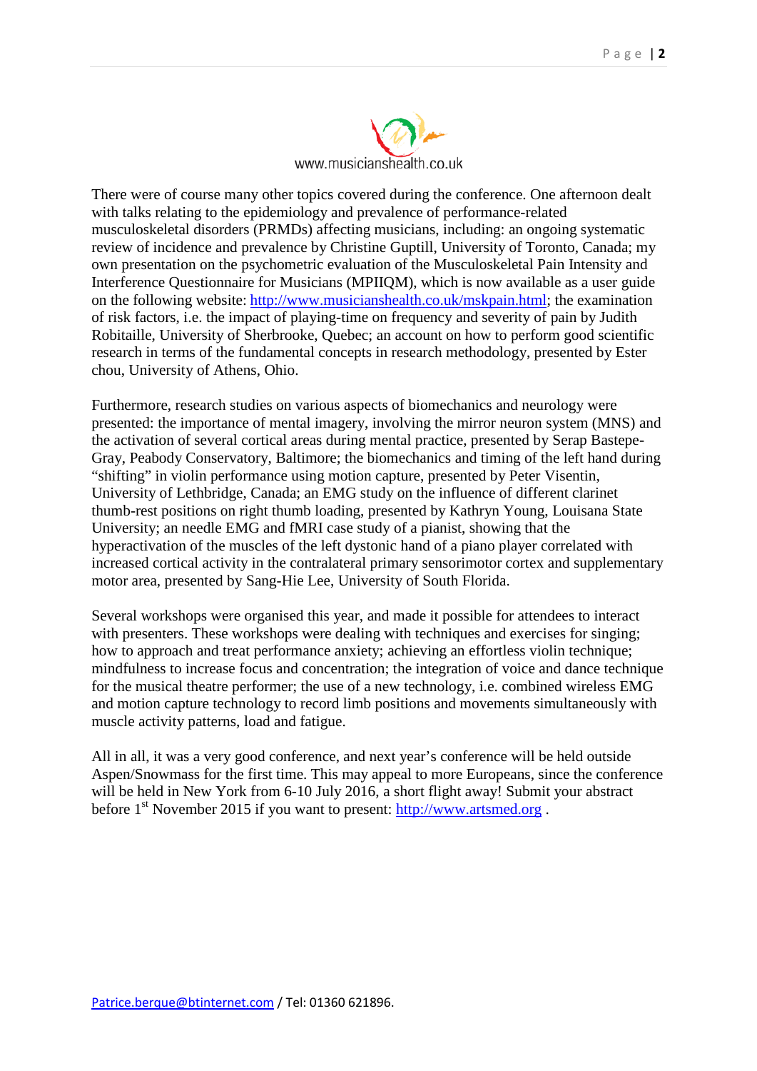www.musicianshealth.co.uk

There were of course many other topics covered during the conference. One afternoon dealt with talks relating to the epidemiology and prevalence of performance-related musculoskeletal disorders (PRMDs) affecting musicians, including: an ongoing systematic review of incidence and prevalence by Christine Guptill, University of Toronto, Canada; my own presentation on the psychometric evaluation of the Musculoskeletal Pain Intensity and Interference Questionnaire for Musicians (MPIIQM), which is now available as a user guide on the following website: http://www.musicianshealth.co.uk/mskpain.html; the examination of risk factors, i.e. the impact of playing-time on frequency and severity of pain by Judith Robitaille, University of Sherbrooke, Quebec; an account on how to perform good scientific research in terms of the fundamental concepts in research methodology, presented by Ester chou, University of Athens, Ohio.

Furthermore, research studies on various aspects of biomechanics and neurology were presented: the importance of mental imagery, involving the mirror neuron system (MNS) and the activation of several cortical areas during mental practice, presented by Serap Bastepe-Gray, Peabody Conservatory, Baltimore; the biomechanics and timing of the left hand during “shifting” in violin performance using motion capture, presented by Peter Visentin, University of Lethbridge, Canada; an EMG study on the influence of different clarinet thumb-rest positions on right thumb loading, presented by Kathryn Young, Louisana State University; an needle EMG and fMRI case study of a pianist, showing that the hyperactivation of the muscles of the left dystonic hand of a piano player correlated with increased cortical activity in the contralateral primary sensorimotor cortex and supplementary motor area, presented by Sang-Hie Lee, University of South Florida.

Several workshops were organised this year, and made it possible for attendees to interact with presenters. These workshops were dealing with techniques and exercises for singing; how to approach and treat performance anxiety; achieving an effortless violin technique; mindfulness to increase focus and concentration; the integration of voice and dance technique for the musical theatre performer; the use of a new technology, i.e. combined wireless EMG and motion capture technology to record limb positions and movements simultaneously with muscle activity patterns, load and fatigue.

All in all, it was a very good conference, and next year’s conference will be held outside Aspen/Snowmass for the first time. This may appeal to more Europeans, since the conference will be held in New York from 6-10 July 2016, a short flight away! Submit your abstract before 1st November 2015 if you want to present: http://www.artsmed.org .